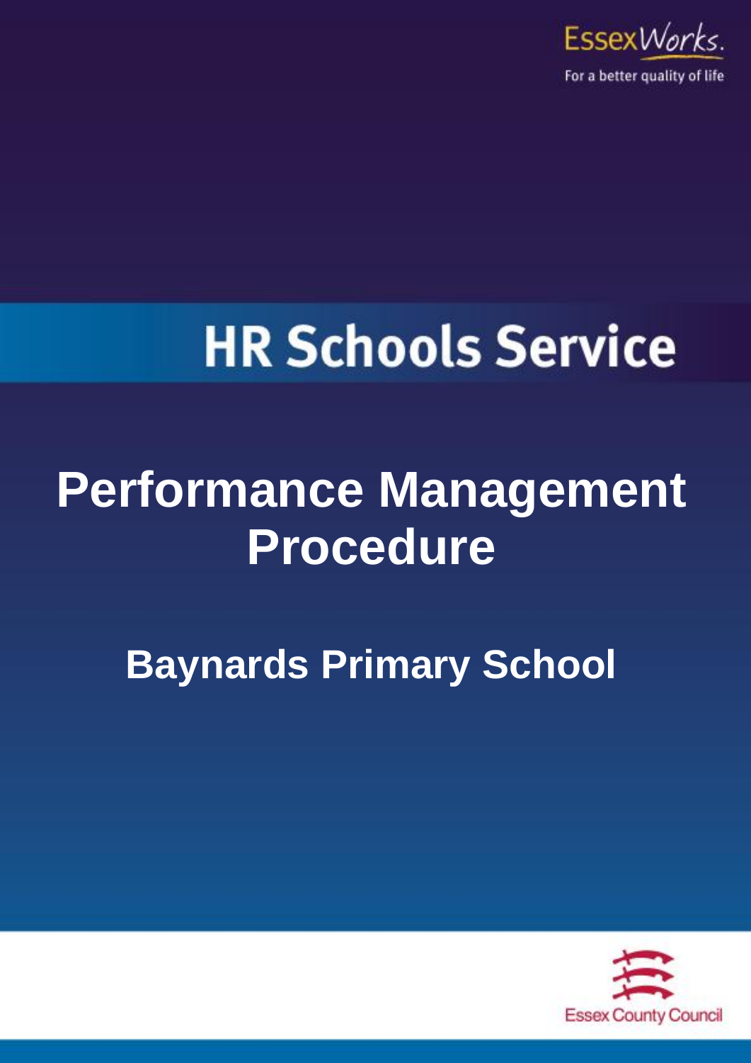EssexWorks.

For a better quality of life

# HR Schools Service

# Performance Management Procedure

## Baynards Primary School

Essex County Council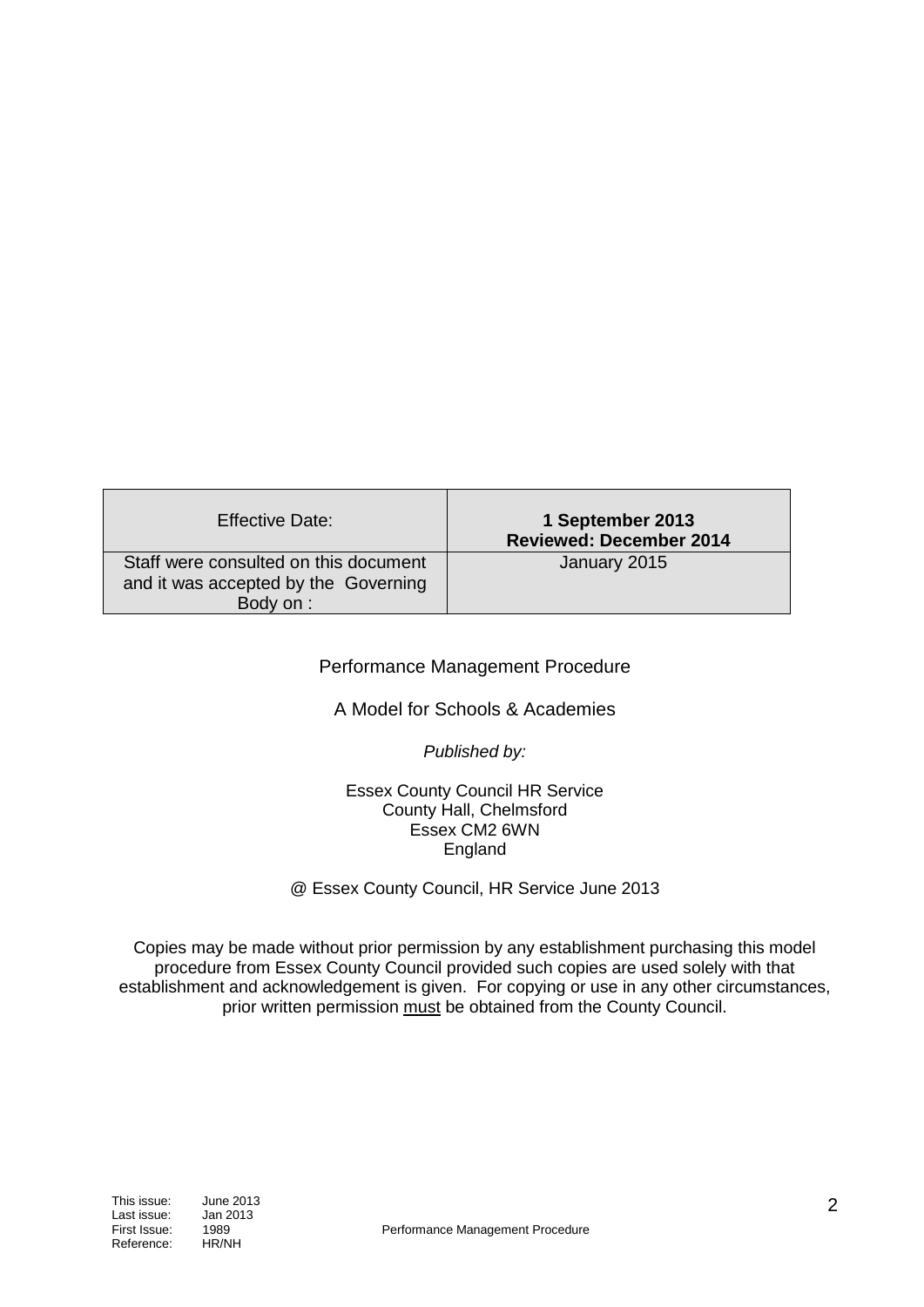| Effective Date: | **1 September 2013**<br>**Reviewed: December 2014** |
| --- | --- |
| Staff were consulted on this document and it was accepted by the Governing Body on : | January 2015 |

Performance Management Procedure

A Model for Schools & Academies

*Published by:*

Essex County Council HR Service
County Hall, Chelmsford
Essex CM2 6WN
England

@ Essex County Council, HR Service June 2013

Copies may be made without prior permission by any establishment purchasing this model procedure from Essex County Council provided such copies are used solely with that establishment and acknowledgement is given. For copying or use in any other circumstances, prior written permission must be obtained from the County Council.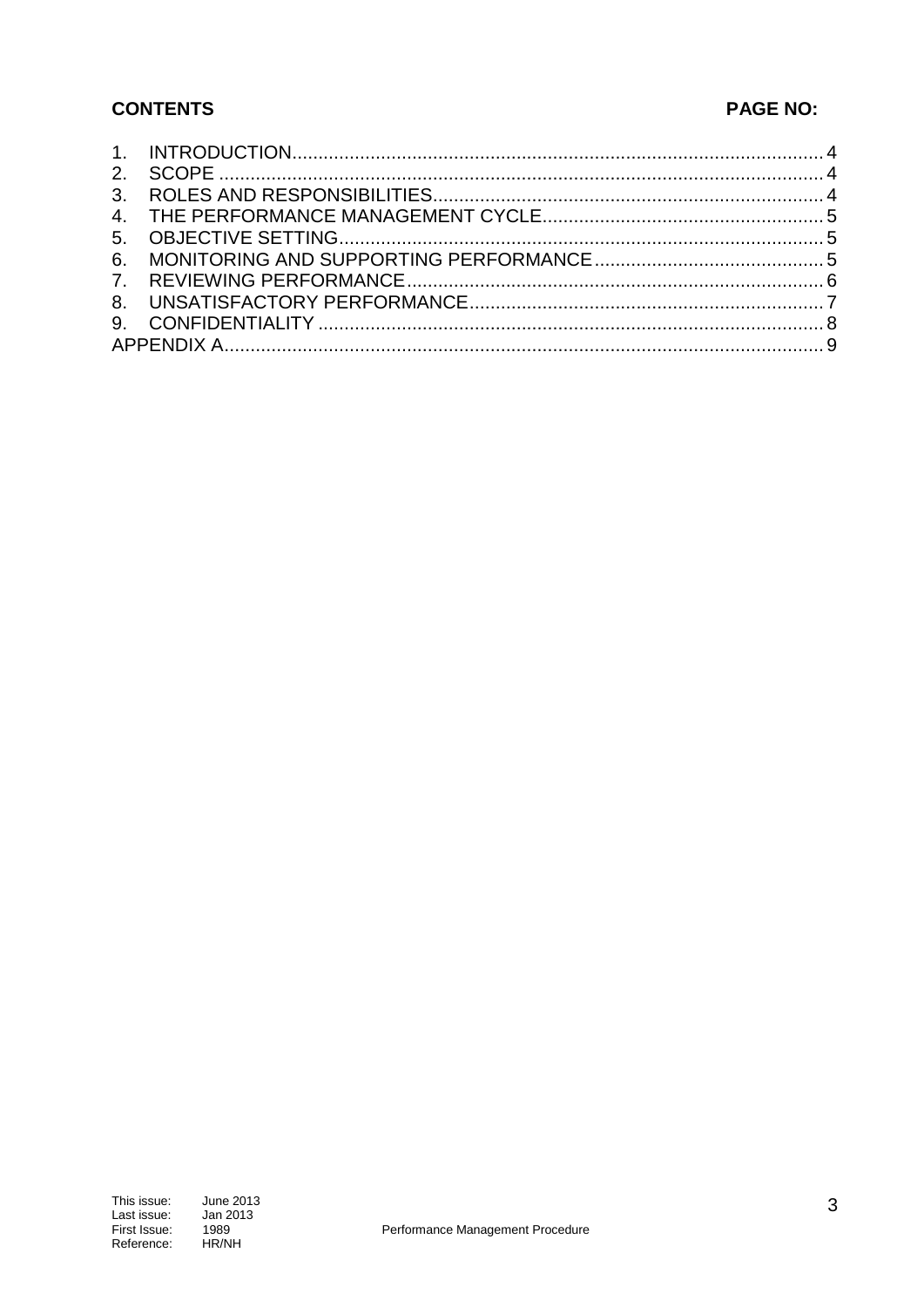**CONTENTS** **PAGE NO:**

| | |
|---|---|
| 1. INTRODUCTION | 4 |
| 2. SCOPE | 4 |
| 3. ROLES AND RESPONSIBILITIES | 4 |
| 4. THE PERFORMANCE MANAGEMENT CYCLE | 5 |
| 5. OBJECTIVE SETTING | 5 |
| 6. MONITORING AND SUPPORTING PERFORMANCE | 5 |
| 7. REVIEWING PERFORMANCE | 6 |
| 8. UNSATISFACTORY PERFORMANCE | 7 |
| 9. CONFIDENTIALITY | 8 |
| APPENDIX A | 9 |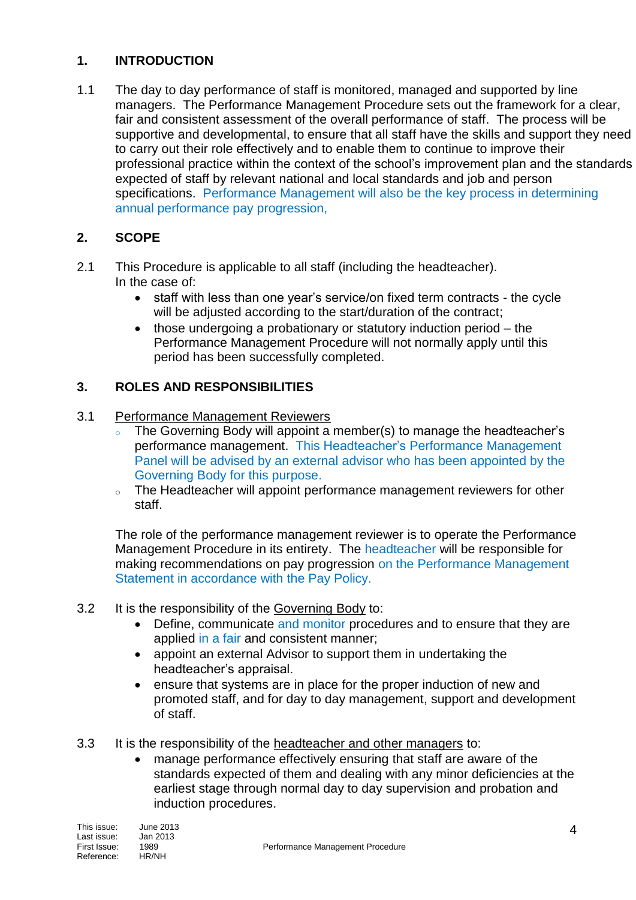## 1. INTRODUCTION

1.1 The day to day performance of staff is monitored, managed and supported by line managers. The Performance Management Procedure sets out the framework for a clear, fair and consistent assessment of the overall performance of staff. The process will be supportive and developmental, to ensure that all staff have the skills and support they need to carry out their role effectively and to enable them to continue to improve their professional practice within the context of the school's improvement plan and the standards expected of staff by relevant national and local standards and job and person specifications. Performance Management will also be the key process in determining annual performance pay progression,

## 2. SCOPE

2.1 This Procedure is applicable to all staff (including the headteacher).
In the case of:

- staff with less than one year's service/on fixed term contracts - the cycle will be adjusted according to the start/duration of the contract;
- those undergoing a probationary or statutory induction period – the Performance Management Procedure will not normally apply until this period has been successfully completed.

## 3. ROLES AND RESPONSIBILITIES

3.1 Performance Management Reviewers

- The Governing Body will appoint a member(s) to manage the headteacher's performance management. This Headteacher's Performance Management Panel will be advised by an external advisor who has been appointed by the Governing Body for this purpose.
- The Headteacher will appoint performance management reviewers for other staff.

The role of the performance management reviewer is to operate the Performance Management Procedure in its entirety. The headteacher will be responsible for making recommendations on pay progression on the Performance Management Statement in accordance with the Pay Policy.

3.2 It is the responsibility of the Governing Body to:

- Define, communicate and monitor procedures and to ensure that they are applied in a fair and consistent manner;
- appoint an external Advisor to support them in undertaking the headteacher's appraisal.
- ensure that systems are in place for the proper induction of new and promoted staff, and for day to day management, support and development of staff.

3.3 It is the responsibility of the headteacher and other managers to:

- manage performance effectively ensuring that staff are aware of the standards expected of them and dealing with any minor deficiencies at the earliest stage through normal day to day supervision and probation and induction procedures.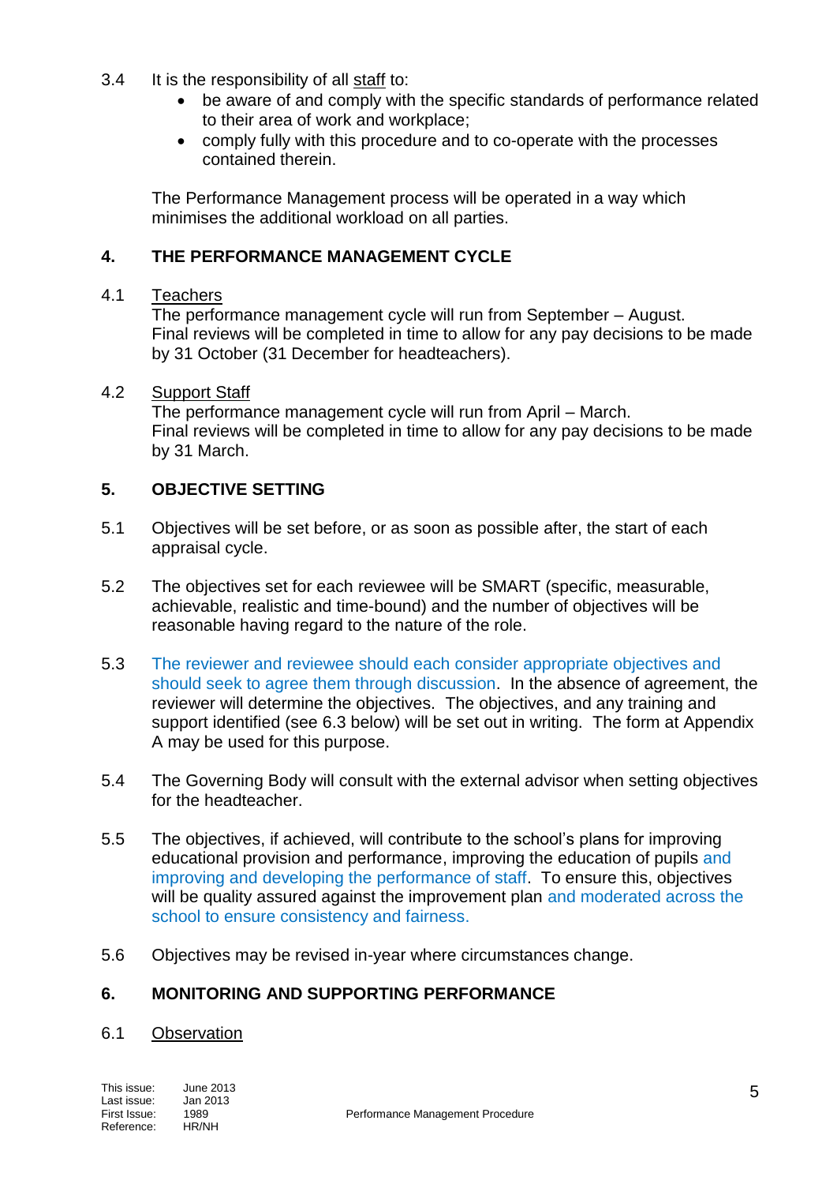3.4 It is the responsibility of all staff to:

- be aware of and comply with the specific standards of performance related to their area of work and workplace;
- comply fully with this procedure and to co-operate with the processes contained therein.

The Performance Management process will be operated in a way which minimises the additional workload on all parties.

## 4. THE PERFORMANCE MANAGEMENT CYCLE

4.1 Teachers

The performance management cycle will run from September – August. Final reviews will be completed in time to allow for any pay decisions to be made by 31 October (31 December for headteachers).

4.2 Support Staff

The performance management cycle will run from April – March. Final reviews will be completed in time to allow for any pay decisions to be made by 31 March.

## 5. OBJECTIVE SETTING

5.1 Objectives will be set before, or as soon as possible after, the start of each appraisal cycle.

5.2 The objectives set for each reviewee will be SMART (specific, measurable, achievable, realistic and time-bound) and the number of objectives will be reasonable having regard to the nature of the role.

5.3 The reviewer and reviewee should each consider appropriate objectives and should seek to agree them through discussion. In the absence of agreement, the reviewer will determine the objectives. The objectives, and any training and support identified (see 6.3 below) will be set out in writing. The form at Appendix A may be used for this purpose.

5.4 The Governing Body will consult with the external advisor when setting objectives for the headteacher.

5.5 The objectives, if achieved, will contribute to the school's plans for improving educational provision and performance, improving the education of pupils and improving and developing the performance of staff. To ensure this, objectives will be quality assured against the improvement plan and moderated across the school to ensure consistency and fairness.

5.6 Objectives may be revised in-year where circumstances change.

## 6. MONITORING AND SUPPORTING PERFORMANCE

6.1 Observation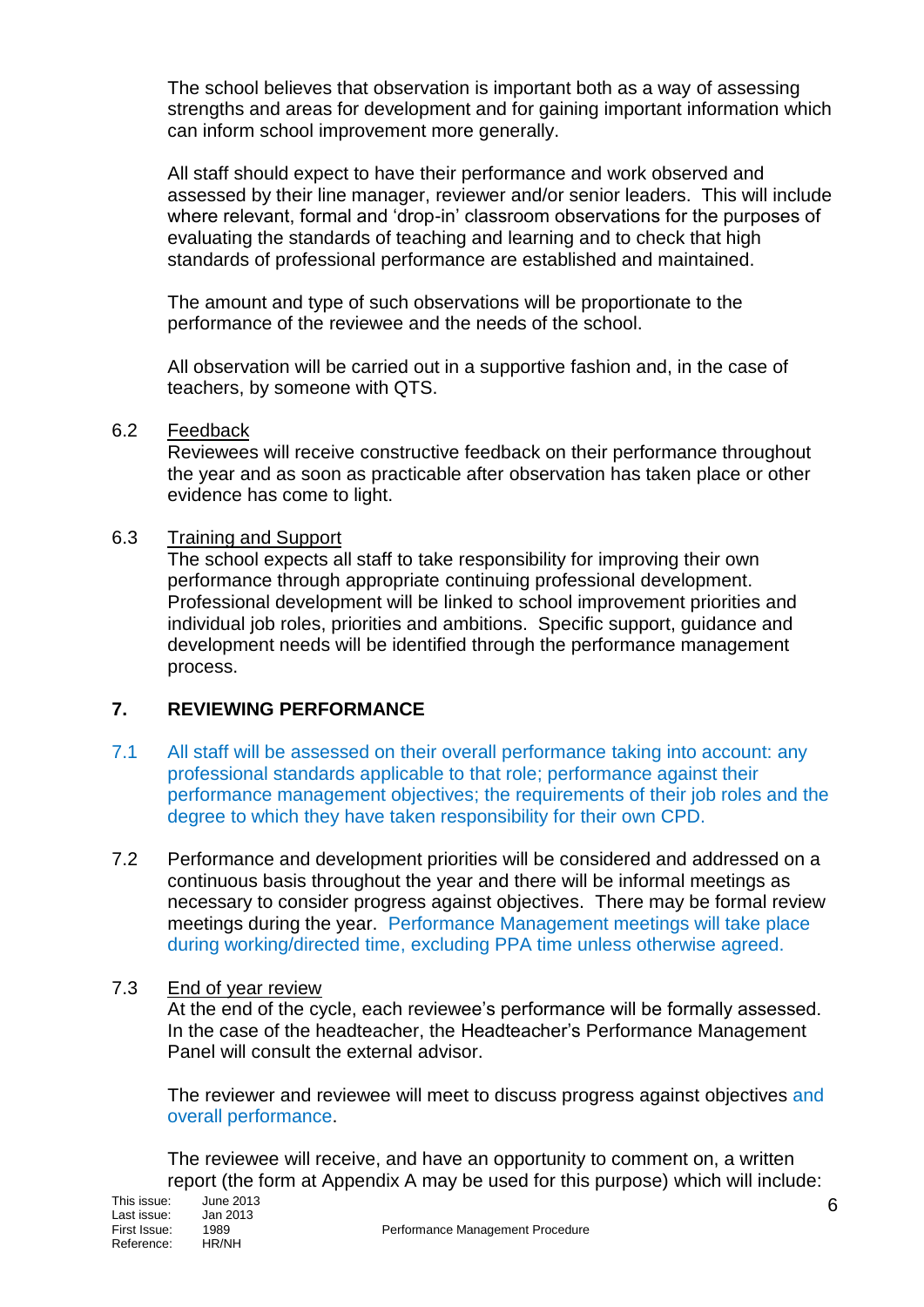The school believes that observation is important both as a way of assessing strengths and areas for development and for gaining important information which can inform school improvement more generally.

All staff should expect to have their performance and work observed and assessed by their line manager, reviewer and/or senior leaders. This will include where relevant, formal and 'drop-in' classroom observations for the purposes of evaluating the standards of teaching and learning and to check that high standards of professional performance are established and maintained.

The amount and type of such observations will be proportionate to the performance of the reviewee and the needs of the school.

All observation will be carried out in a supportive fashion and, in the case of teachers, by someone with QTS.

6.2 Feedback

Reviewees will receive constructive feedback on their performance throughout the year and as soon as practicable after observation has taken place or other evidence has come to light.

6.3 Training and Support

The school expects all staff to take responsibility for improving their own performance through appropriate continuing professional development. Professional development will be linked to school improvement priorities and individual job roles, priorities and ambitions. Specific support, guidance and development needs will be identified through the performance management process.

## 7. REVIEWING PERFORMANCE

7.1 All staff will be assessed on their overall performance taking into account: any professional standards applicable to that role; performance against their performance management objectives; the requirements of their job roles and the degree to which they have taken responsibility for their own CPD.

7.2 Performance and development priorities will be considered and addressed on a continuous basis throughout the year and there will be informal meetings as necessary to consider progress against objectives. There may be formal review meetings during the year. Performance Management meetings will take place during working/directed time, excluding PPA time unless otherwise agreed.

7.3 End of year review

At the end of the cycle, each reviewee's performance will be formally assessed. In the case of the headteacher, the Headteacher's Performance Management Panel will consult the external advisor.

The reviewer and reviewee will meet to discuss progress against objectives and overall performance.

The reviewee will receive, and have an opportunity to comment on, a written report (the form at Appendix A may be used for this purpose) which will include: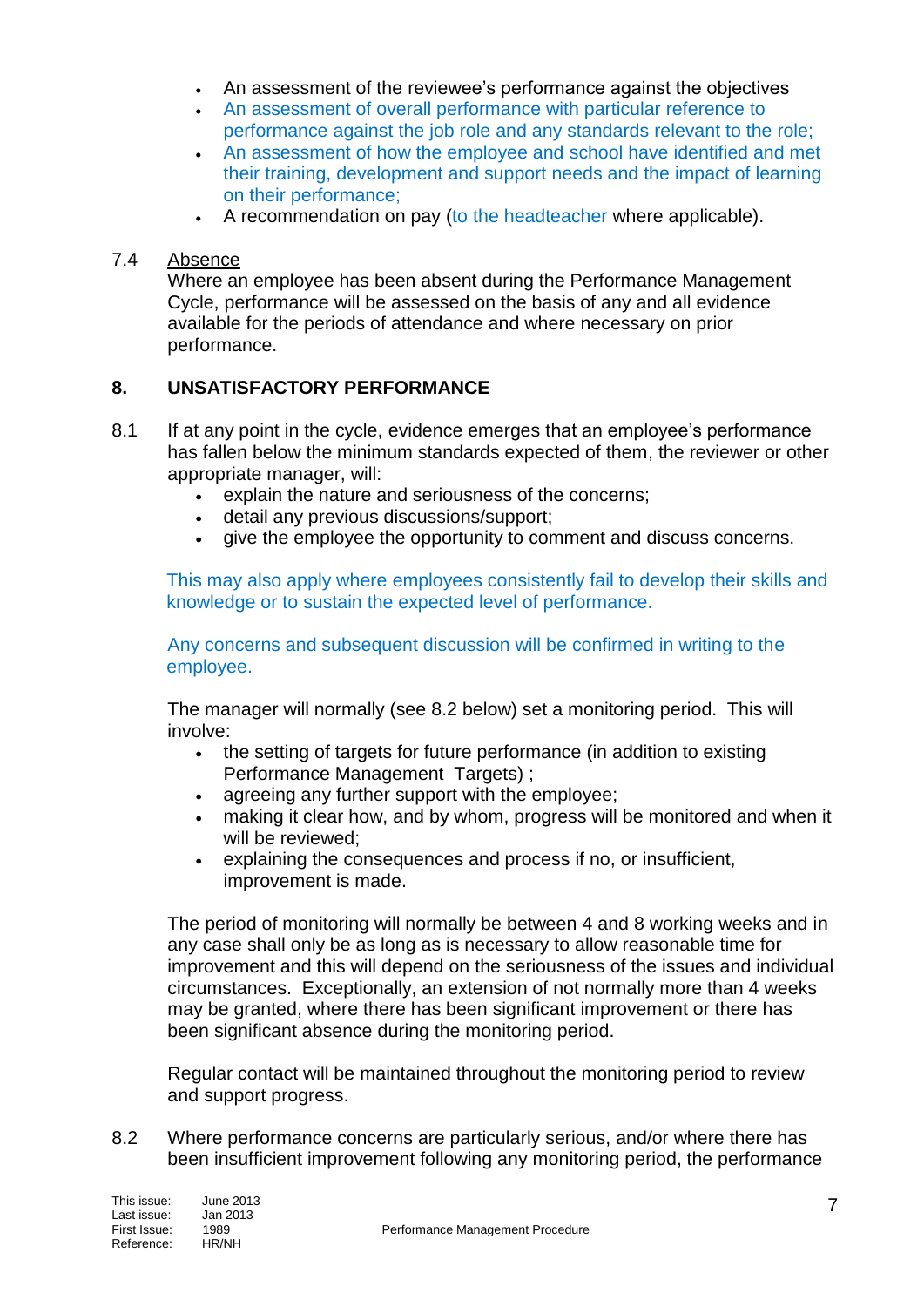- An assessment of the reviewee's performance against the objectives
- An assessment of overall performance with particular reference to performance against the job role and any standards relevant to the role;
- An assessment of how the employee and school have identified and met their training, development and support needs and the impact of learning on their performance;
- A recommendation on pay (to the headteacher where applicable).

7.4 Absence

Where an employee has been absent during the Performance Management Cycle, performance will be assessed on the basis of any and all evidence available for the periods of attendance and where necessary on prior performance.

## 8. UNSATISFACTORY PERFORMANCE

8.1 If at any point in the cycle, evidence emerges that an employee's performance has fallen below the minimum standards expected of them, the reviewer or other appropriate manager, will:

- explain the nature and seriousness of the concerns;
- detail any previous discussions/support;
- give the employee the opportunity to comment and discuss concerns.

This may also apply where employees consistently fail to develop their skills and knowledge or to sustain the expected level of performance.

Any concerns and subsequent discussion will be confirmed in writing to the employee.

The manager will normally (see 8.2 below) set a monitoring period. This will involve:

- the setting of targets for future performance (in addition to existing Performance Management Targets) ;
- agreeing any further support with the employee;
- making it clear how, and by whom, progress will be monitored and when it will be reviewed;
- explaining the consequences and process if no, or insufficient, improvement is made.

The period of monitoring will normally be between 4 and 8 working weeks and in any case shall only be as long as is necessary to allow reasonable time for improvement and this will depend on the seriousness of the issues and individual circumstances. Exceptionally, an extension of not normally more than 4 weeks may be granted, where there has been significant improvement or there has been significant absence during the monitoring period.

Regular contact will be maintained throughout the monitoring period to review and support progress.

8.2 Where performance concerns are particularly serious, and/or where there has been insufficient improvement following any monitoring period, the performance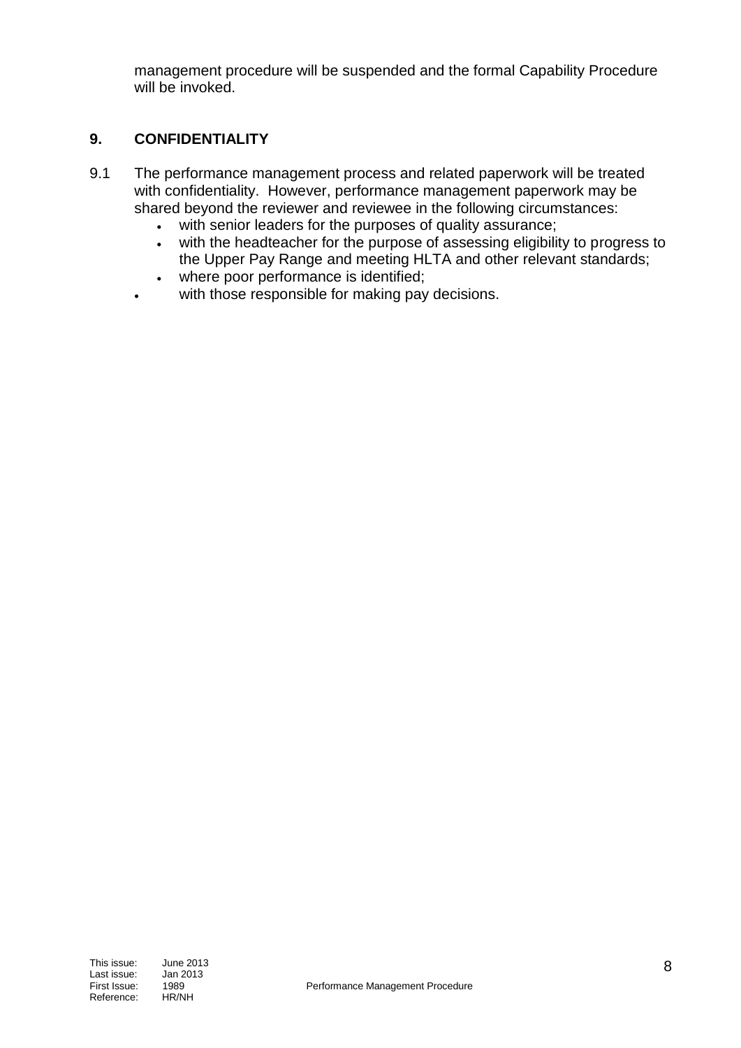management procedure will be suspended and the formal Capability Procedure will be invoked.

## 9. CONFIDENTIALITY

9.1 The performance management process and related paperwork will be treated with confidentiality. However, performance management paperwork may be shared beyond the reviewer and reviewee in the following circumstances:

- with senior leaders for the purposes of quality assurance;
- with the headteacher for the purpose of assessing eligibility to progress to the Upper Pay Range and meeting HLTA and other relevant standards;
- where poor performance is identified;
- with those responsible for making pay decisions.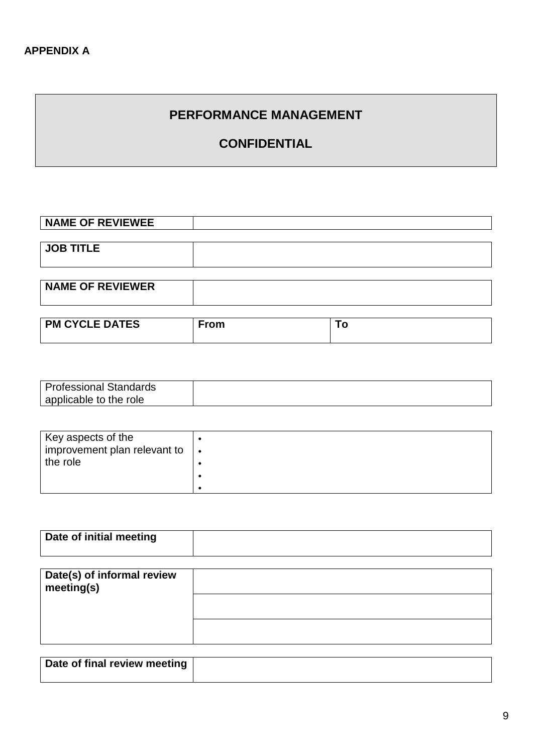**APPENDIX A**

## PERFORMANCE MANAGEMENT

## CONFIDENTIAL

| **NAME OF REVIEWEE** | |
|---|---|

| **JOB TITLE** | |
|---|---|

| **NAME OF REVIEWER** | |
|---|---|

| **PM CYCLE DATES** | **From** | **To** |
|---|---|---|

| Professional Standards applicable to the role | |
|---|---|

| Key aspects of the improvement plan relevant to the role | • <br> • <br> • <br> • <br> • |
|---|---|

| **Date of initial meeting** | |
|---|---|

| **Date(s) of informal review meeting(s)** | |
|---|---|
| | |
| | |

| **Date of final review meeting** | |
|---|---|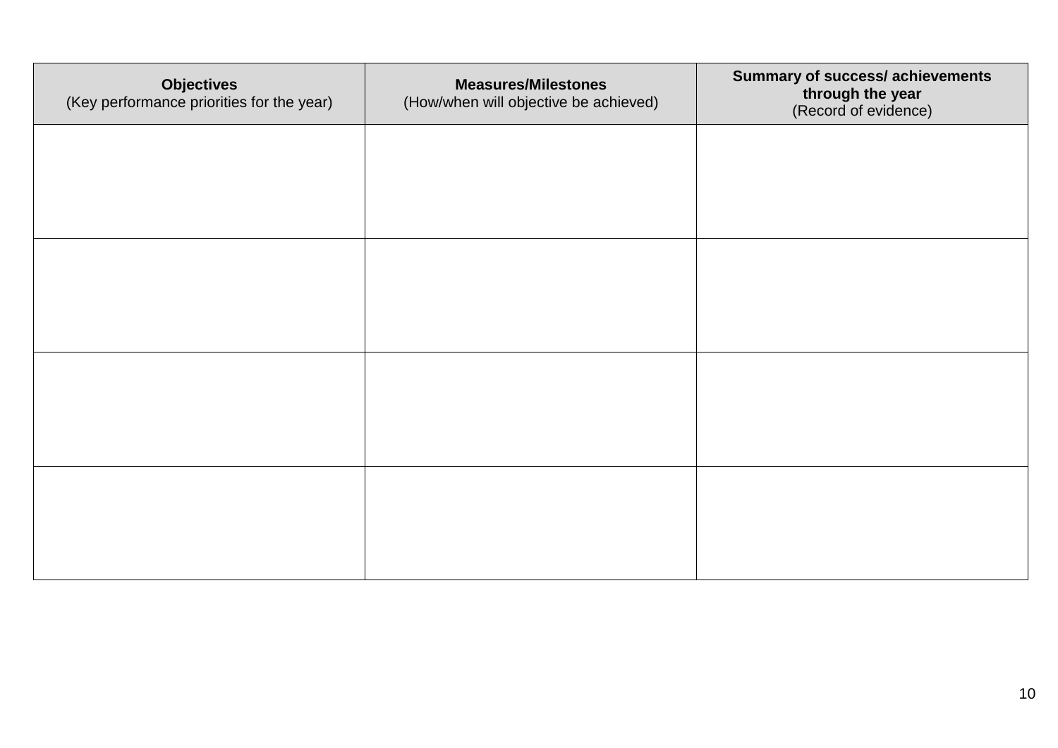| **Objectives**<br>(Key performance priorities for the year) | **Measures/Milestones**<br>(How/when will objective be achieved) | **Summary of success/ achievements through the year**<br>(Record of evidence) |
|---|---|---|
| | | |
| | | |
| | | |
| | | |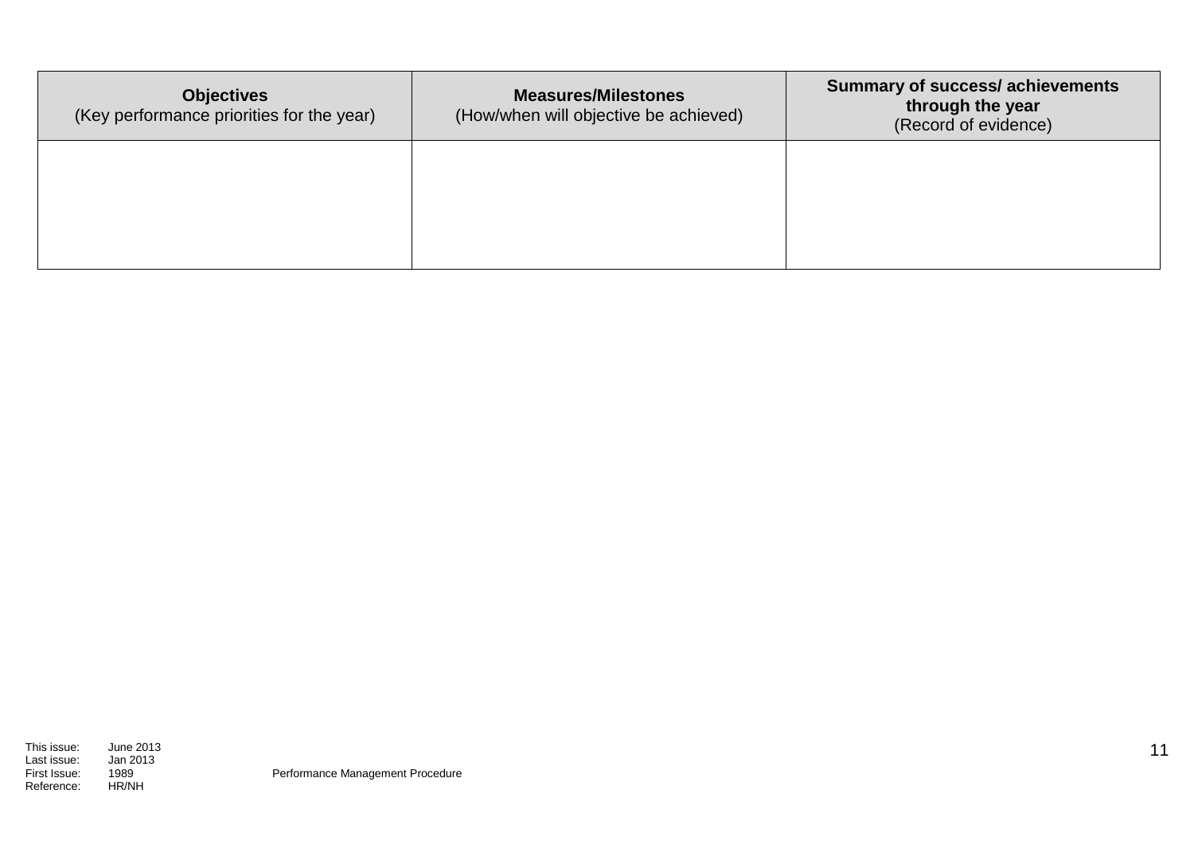| **Objectives**<br>(Key performance priorities for the year) | **Measures/Milestones**<br>(How/when will objective be achieved) | **Summary of success/ achievements through the year**<br>(Record of evidence) |
|---|---|---|
| | | |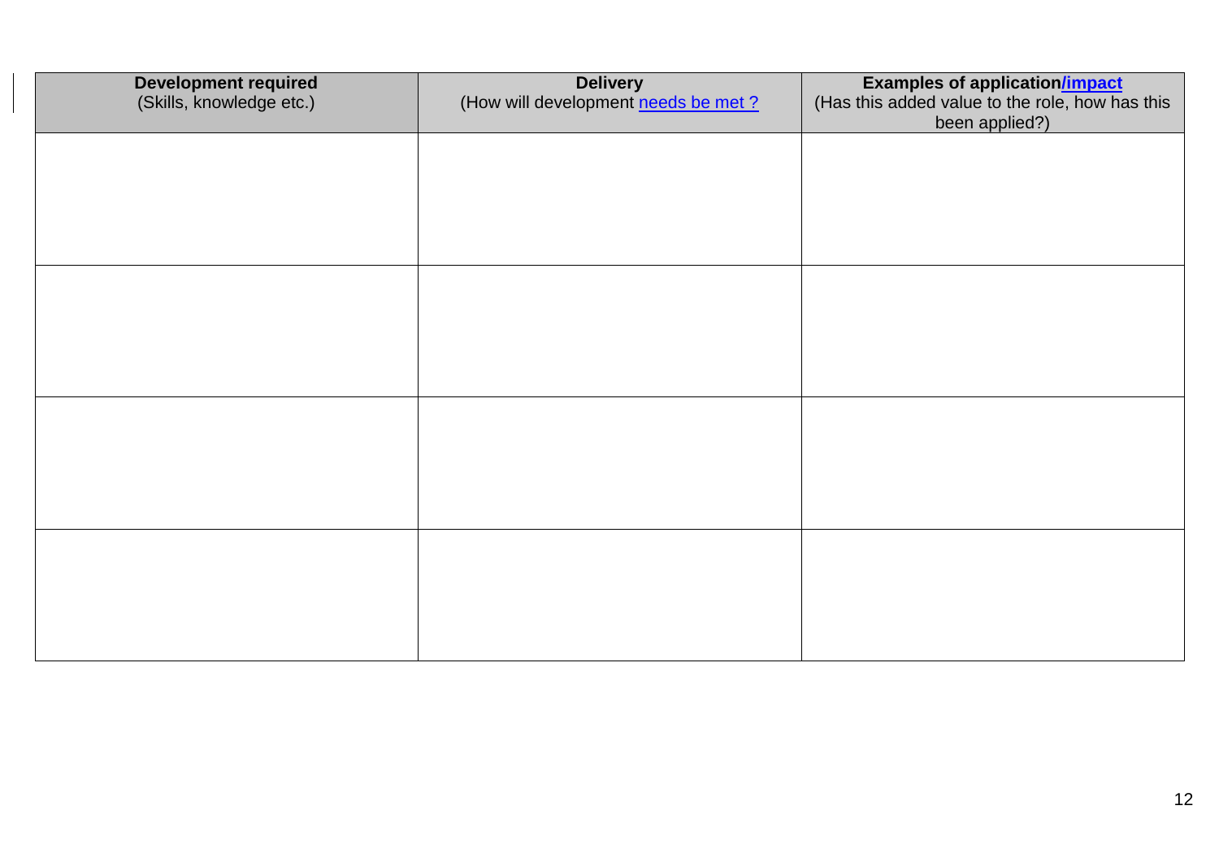| **Development required**<br>(Skills, knowledge etc.) | **Delivery**<br>(How will development needs be met ? | **Examples of application/impact**<br>(Has this added value to the role, how has this been applied?) |
|---|---|---|
| | | |
| | | |
| | | |
| | | |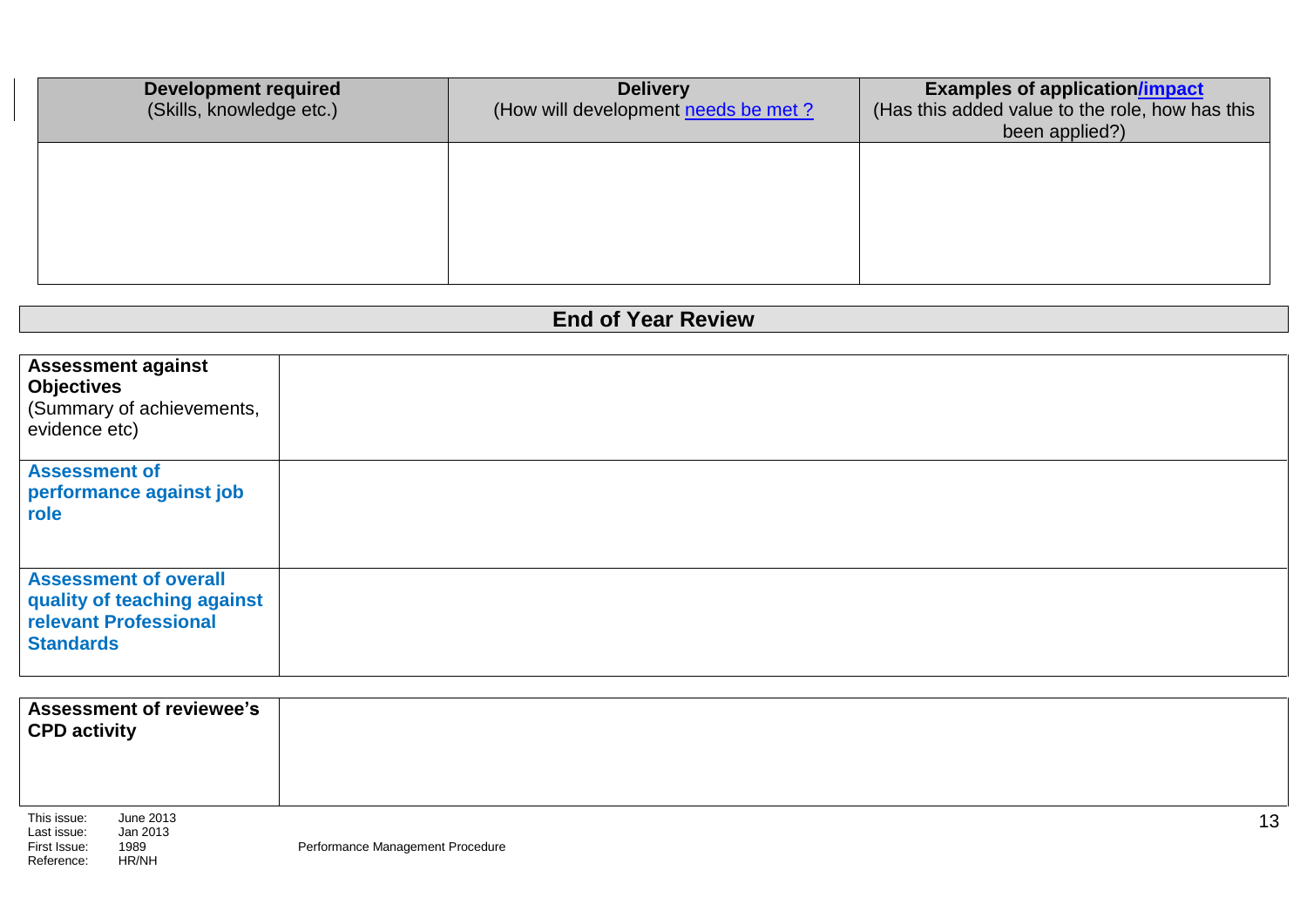| **Development required**<br>(Skills, knowledge etc.) | **Delivery**<br>(How will development needs be met ? | **Examples of application/impact**<br>(Has this added value to the role, how has this been applied?) |
|---|---|---|
| | | |

## End of Year Review

| | |
|---|---|
| **Assessment against Objectives**<br>(Summary of achievements, evidence etc) | |
| **Assessment of performance against job role** | |
| **Assessment of overall quality of teaching against relevant Professional Standards** | |

| | |
|---|---|
| **Assessment of reviewee's CPD activity** | |

This issue: June 2013
Last issue: Jan 2013
First Issue: 1989
Reference: HR/NH

Performance Management Procedure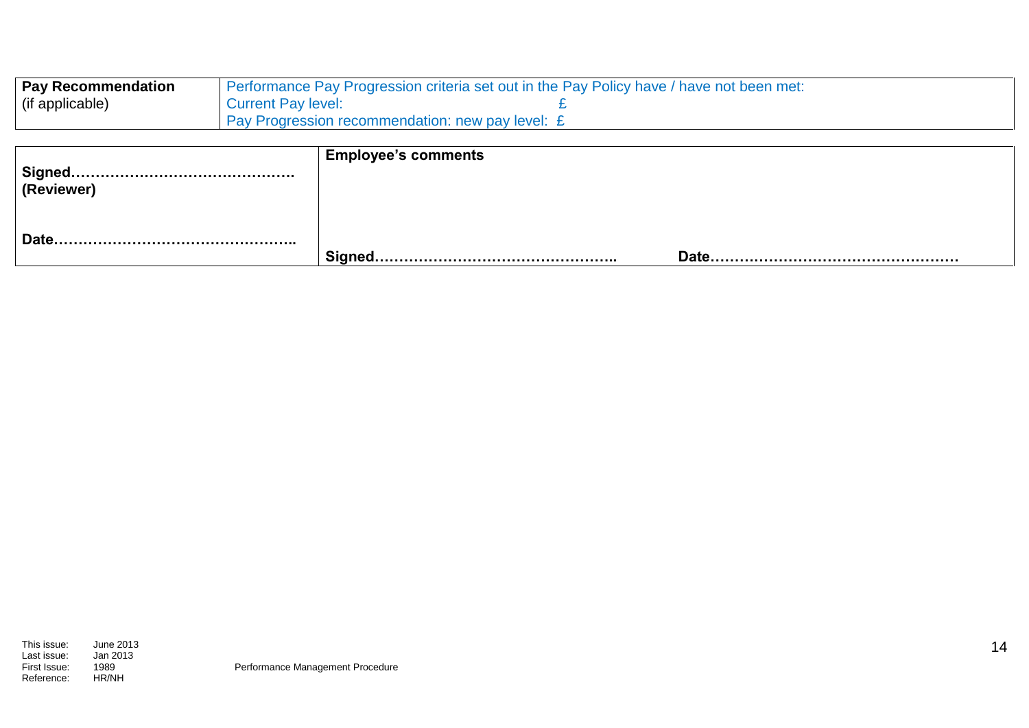| **Pay Recommendation** (if applicable) | Performance Pay Progression criteria set out in the Pay Policy have / have not been met:<br>Current Pay level: £<br>Pay Progression recommendation: new pay level: £ |
|---|---|

| **Signed……………………………………….**<br>**(Reviewer)**<br><br>**Date…………………………………………..** | **Employee's comments**<br><br><br><br>**Signed…………………………………………..** **Date……………………………………………** |
|---|---|

This issue: June 2013
Last issue: Jan 2013
First Issue: 1989
Reference: HR/NH

Performance Management Procedure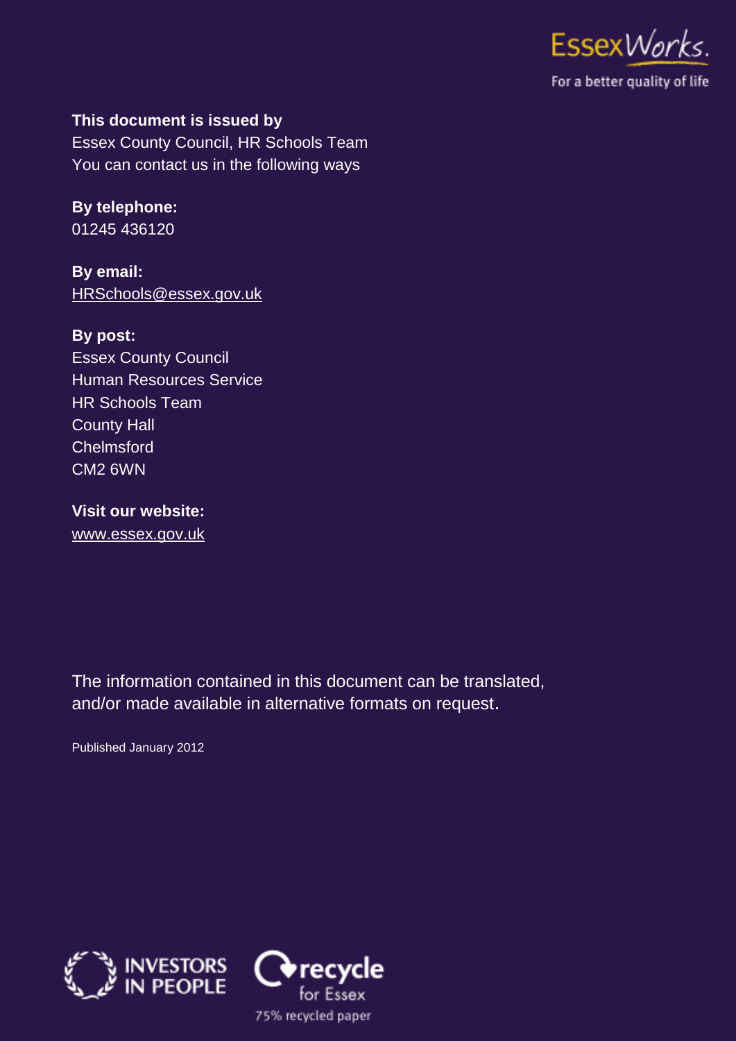EssexWorks.
For a better quality of life

**This document is issued by**
Essex County Council, HR Schools Team
You can contact us in the following ways

**By telephone:**
01245 436120

**By email:**
HRSchools@essex.gov.uk

**By post:**
Essex County Council
Human Resources Service
HR Schools Team
County Hall
Chelmsford
CM2 6WN

**Visit our website:**
www.essex.gov.uk

The information contained in this document can be translated, and/or made available in alternative formats on request.

Published January 2012

INVESTORS IN PEOPLE

recycle for Essex
75% recycled paper